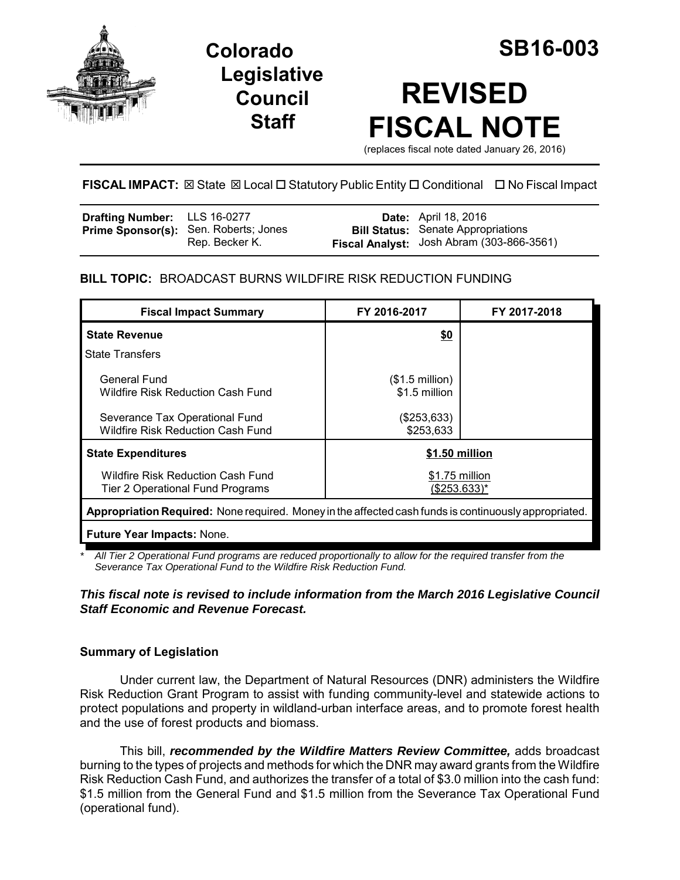# Colorado Legislative Council Staff

# SB16-003

# REVISED FISCAL NOTE

(replaces fiscal note dated January 26, 2016)

**FISCAL IMPACT:** ☒ State ☒ Local ☐ Statutory Public Entity ☐ Conditional ☐ No Fiscal Impact

| | | | |
|---|---|---|---|
| **Drafting Number:** | LLS 16-0277 | **Date:** | April 18, 2016 |
| **Prime Sponsor(s):** | Sen. Roberts; Jones<br>Rep. Becker K. | **Bill Status:** | Senate Appropriations |
| | | **Fiscal Analyst:** | Josh Abram (303-866-3561) |

**BILL TOPIC:** BROADCAST BURNS WILDFIRE RISK REDUCTION FUNDING

| Fiscal Impact Summary | FY 2016-2017 | FY 2017-2018 |
|---|---|---|
| **State Revenue** | **$0** | |
| State Transfers | | |
| General Fund<br>Wildfire Risk Reduction Cash Fund | ($1.5 million)<br>$1.5 million | |
| Severance Tax Operational Fund<br>Wildfire Risk Reduction Cash Fund | ($253,633)<br>$253,633 | |
| **State Expenditures** | **$1.50 million** | |
| Wildfire Risk Reduction Cash Fund<br>Tier 2 Operational Fund Programs | $1.75 million<br>($253,633)* | |
| **Appropriation Required:** None required. Money in the affected cash funds is continuously appropriated. | | |
| **Future Year Impacts:** None. | | |

*\* All Tier 2 Operational Fund programs are reduced proportionally to allow for the required transfer from the Severance Tax Operational Fund to the Wildfire Risk Reduction Fund.*

***This fiscal note is revised to include information from the March 2016 Legislative Council Staff Economic and Revenue Forecast.***

### Summary of Legislation

Under current law, the Department of Natural Resources (DNR) administers the Wildfire Risk Reduction Grant Program to assist with funding community-level and statewide actions to protect populations and property in wildland-urban interface areas, and to promote forest health and the use of forest products and biomass.

This bill, ***recommended by the Wildfire Matters Review Committee,*** adds broadcast burning to the types of projects and methods for which the DNR may award grants from the Wildfire Risk Reduction Cash Fund, and authorizes the transfer of a total of $3.0 million into the cash fund: $1.5 million from the General Fund and $1.5 million from the Severance Tax Operational Fund (operational fund).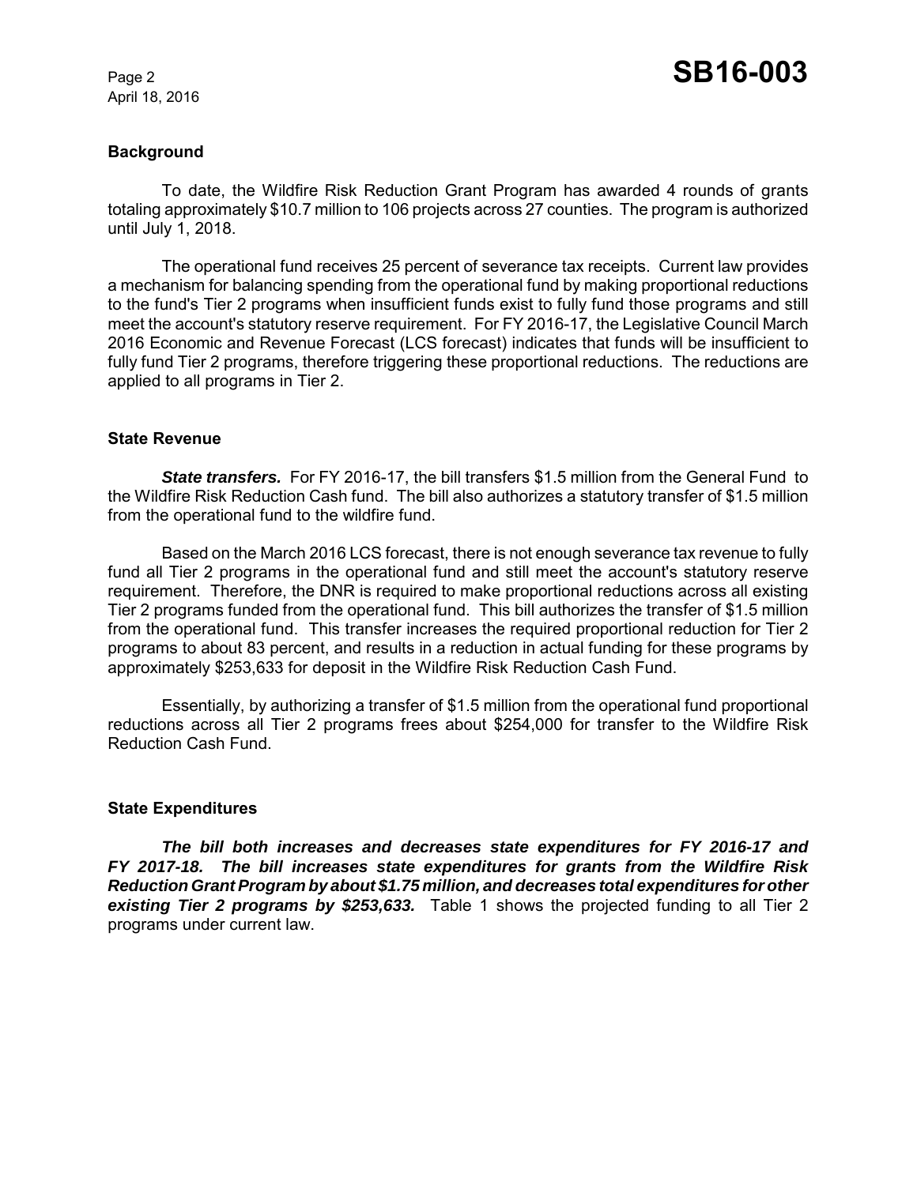## Background

To date, the Wildfire Risk Reduction Grant Program has awarded 4 rounds of grants totaling approximately $10.7 million to 106 projects across 27 counties. The program is authorized until July 1, 2018.

The operational fund receives 25 percent of severance tax receipts. Current law provides a mechanism for balancing spending from the operational fund by making proportional reductions to the fund's Tier 2 programs when insufficient funds exist to fully fund those programs and still meet the account's statutory reserve requirement. For FY 2016-17, the Legislative Council March 2016 Economic and Revenue Forecast (LCS forecast) indicates that funds will be insufficient to fully fund Tier 2 programs, therefore triggering these proportional reductions. The reductions are applied to all programs in Tier 2.

## State Revenue

***State transfers.*** For FY 2016-17, the bill transfers $1.5 million from the General Fund to the Wildfire Risk Reduction Cash fund. The bill also authorizes a statutory transfer of $1.5 million from the operational fund to the wildfire fund.

Based on the March 2016 LCS forecast, there is not enough severance tax revenue to fully fund all Tier 2 programs in the operational fund and still meet the account's statutory reserve requirement. Therefore, the DNR is required to make proportional reductions across all existing Tier 2 programs funded from the operational fund. This bill authorizes the transfer of $1.5 million from the operational fund. This transfer increases the required proportional reduction for Tier 2 programs to about 83 percent, and results in a reduction in actual funding for these programs by approximately $253,633 for deposit in the Wildfire Risk Reduction Cash Fund.

Essentially, by authorizing a transfer of $1.5 million from the operational fund proportional reductions across all Tier 2 programs frees about $254,000 for transfer to the Wildfire Risk Reduction Cash Fund.

## State Expenditures

***The bill both increases and decreases state expenditures for FY 2016-17 and FY 2017-18. The bill increases state expenditures for grants from the Wildfire Risk Reduction Grant Program by about $1.75 million, and decreases total expenditures for other existing Tier 2 programs by $253,633.*** Table 1 shows the projected funding to all Tier 2 programs under current law.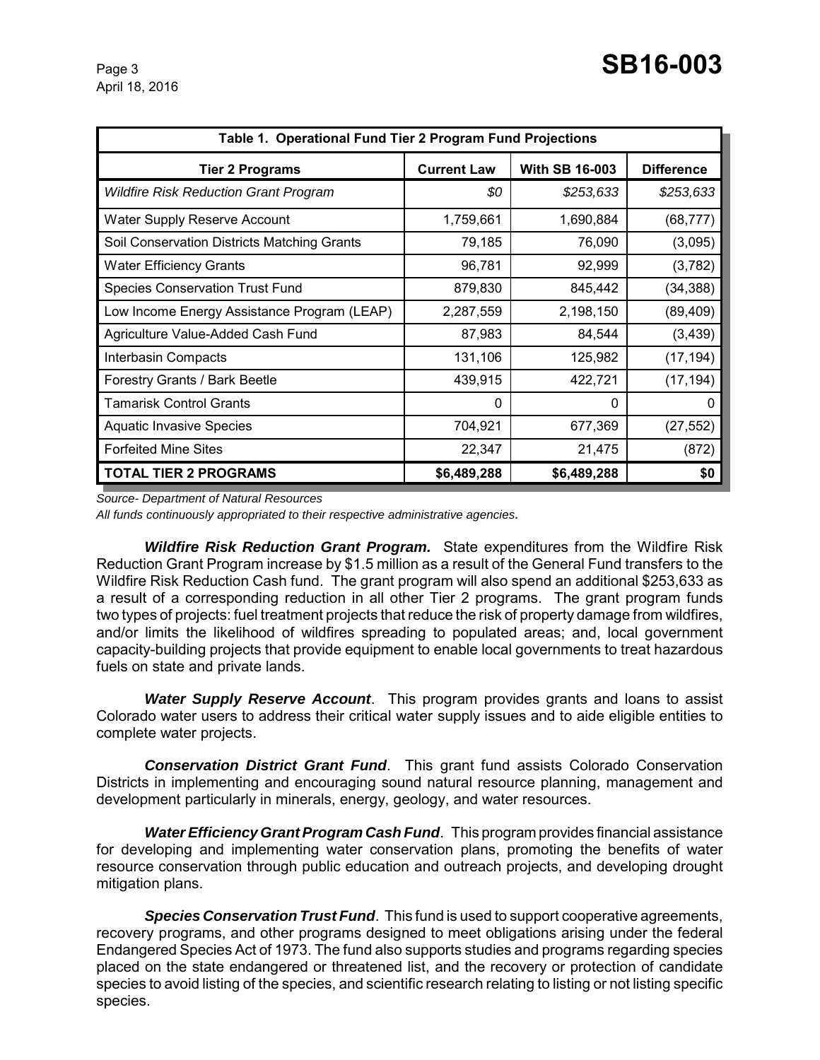| Table 1. Operational Fund Tier 2 Program Fund Projections | | | |
|---|---|---|---|
| **Tier 2 Programs** | **Current Law** | **With SB 16-003** | **Difference** |
| *Wildfire Risk Reduction Grant Program* | *$0* | *$253,633* | *$253,633* |
| Water Supply Reserve Account | 1,759,661 | 1,690,884 | (68,777) |
| Soil Conservation Districts Matching Grants | 79,185 | 76,090 | (3,095) |
| Water Efficiency Grants | 96,781 | 92,999 | (3,782) |
| Species Conservation Trust Fund | 879,830 | 845,442 | (34,388) |
| Low Income Energy Assistance Program (LEAP) | 2,287,559 | 2,198,150 | (89,409) |
| Agriculture Value-Added Cash Fund | 87,983 | 84,544 | (3,439) |
| Interbasin Compacts | 131,106 | 125,982 | (17,194) |
| Forestry Grants / Bark Beetle | 439,915 | 422,721 | (17,194) |
| Tamarisk Control Grants | 0 | 0 | 0 |
| Aquatic Invasive Species | 704,921 | 677,369 | (27,552) |
| Forfeited Mine Sites | 22,347 | 21,475 | (872) |
| **TOTAL TIER 2 PROGRAMS** | **$6,489,288** | **$6,489,288** | **$0** |

*Source- Department of Natural Resources*

*All funds continuously appropriated to their respective administrative agencies.*

***Wildfire Risk Reduction Grant Program.*** State expenditures from the Wildfire Risk Reduction Grant Program increase by $1.5 million as a result of the General Fund transfers to the Wildfire Risk Reduction Cash fund. The grant program will also spend an additional $253,633 as a result of a corresponding reduction in all other Tier 2 programs. The grant program funds two types of projects: fuel treatment projects that reduce the risk of property damage from wildfires, and/or limits the likelihood of wildfires spreading to populated areas; and, local government capacity-building projects that provide equipment to enable local governments to treat hazardous fuels on state and private lands.

***Water Supply Reserve Account***. This program provides grants and loans to assist Colorado water users to address their critical water supply issues and to aide eligible entities to complete water projects.

***Conservation District Grant Fund***. This grant fund assists Colorado Conservation Districts in implementing and encouraging sound natural resource planning, management and development particularly in minerals, energy, geology, and water resources.

***Water Efficiency Grant Program Cash Fund***. This program provides financial assistance for developing and implementing water conservation plans, promoting the benefits of water resource conservation through public education and outreach projects, and developing drought mitigation plans.

***Species Conservation Trust Fund***. This fund is used to support cooperative agreements, recovery programs, and other programs designed to meet obligations arising under the federal Endangered Species Act of 1973. The fund also supports studies and programs regarding species placed on the state endangered or threatened list, and the recovery or protection of candidate species to avoid listing of the species, and scientific research relating to listing or not listing specific species.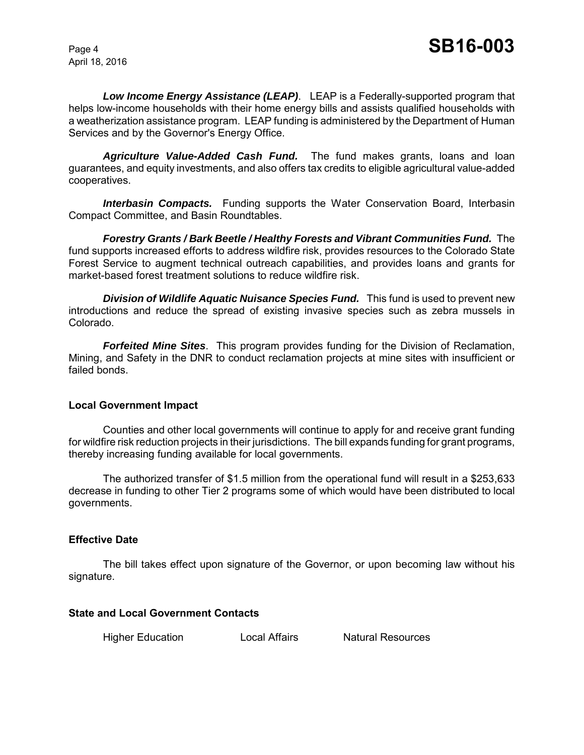***Low Income Energy Assistance (LEAP)***. LEAP is a Federally-supported program that helps low-income households with their home energy bills and assists qualified households with a weatherization assistance program. LEAP funding is administered by the Department of Human Services and by the Governor's Energy Office.

***Agriculture Value-Added Cash Fund.*** The fund makes grants, loans and loan guarantees, and equity investments, and also offers tax credits to eligible agricultural value-added cooperatives.

***Interbasin Compacts.*** Funding supports the Water Conservation Board, Interbasin Compact Committee, and Basin Roundtables.

***Forestry Grants / Bark Beetle / Healthy Forests and Vibrant Communities Fund.*** The fund supports increased efforts to address wildfire risk, provides resources to the Colorado State Forest Service to augment technical outreach capabilities, and provides loans and grants for market-based forest treatment solutions to reduce wildfire risk.

***Division of Wildlife Aquatic Nuisance Species Fund.*** This fund is used to prevent new introductions and reduce the spread of existing invasive species such as zebra mussels in Colorado.

***Forfeited Mine Sites***. This program provides funding for the Division of Reclamation, Mining, and Safety in the DNR to conduct reclamation projects at mine sites with insufficient or failed bonds.

**Local Government Impact**

Counties and other local governments will continue to apply for and receive grant funding for wildfire risk reduction projects in their jurisdictions. The bill expands funding for grant programs, thereby increasing funding available for local governments.

The authorized transfer of $1.5 million from the operational fund will result in a $253,633 decrease in funding to other Tier 2 programs some of which would have been distributed to local governments.

**Effective Date**

The bill takes effect upon signature of the Governor, or upon becoming law without his signature.

**State and Local Government Contacts**

Higher Education Local Affairs Natural Resources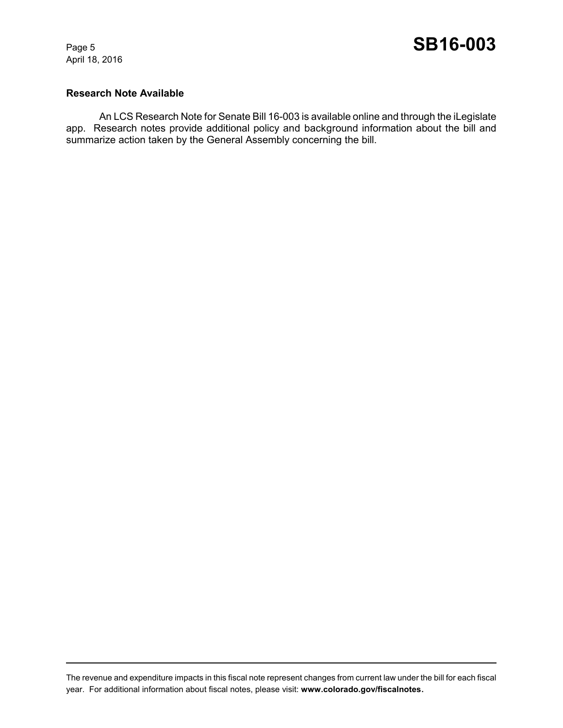### Research Note Available

An LCS Research Note for Senate Bill 16-003 is available online and through the iLegislate app. Research notes provide additional policy and background information about the bill and summarize action taken by the General Assembly concerning the bill.

---

The revenue and expenditure impacts in this fiscal note represent changes from current law under the bill for each fiscal year. For additional information about fiscal notes, please visit: **www.colorado.gov/fiscalnotes.**